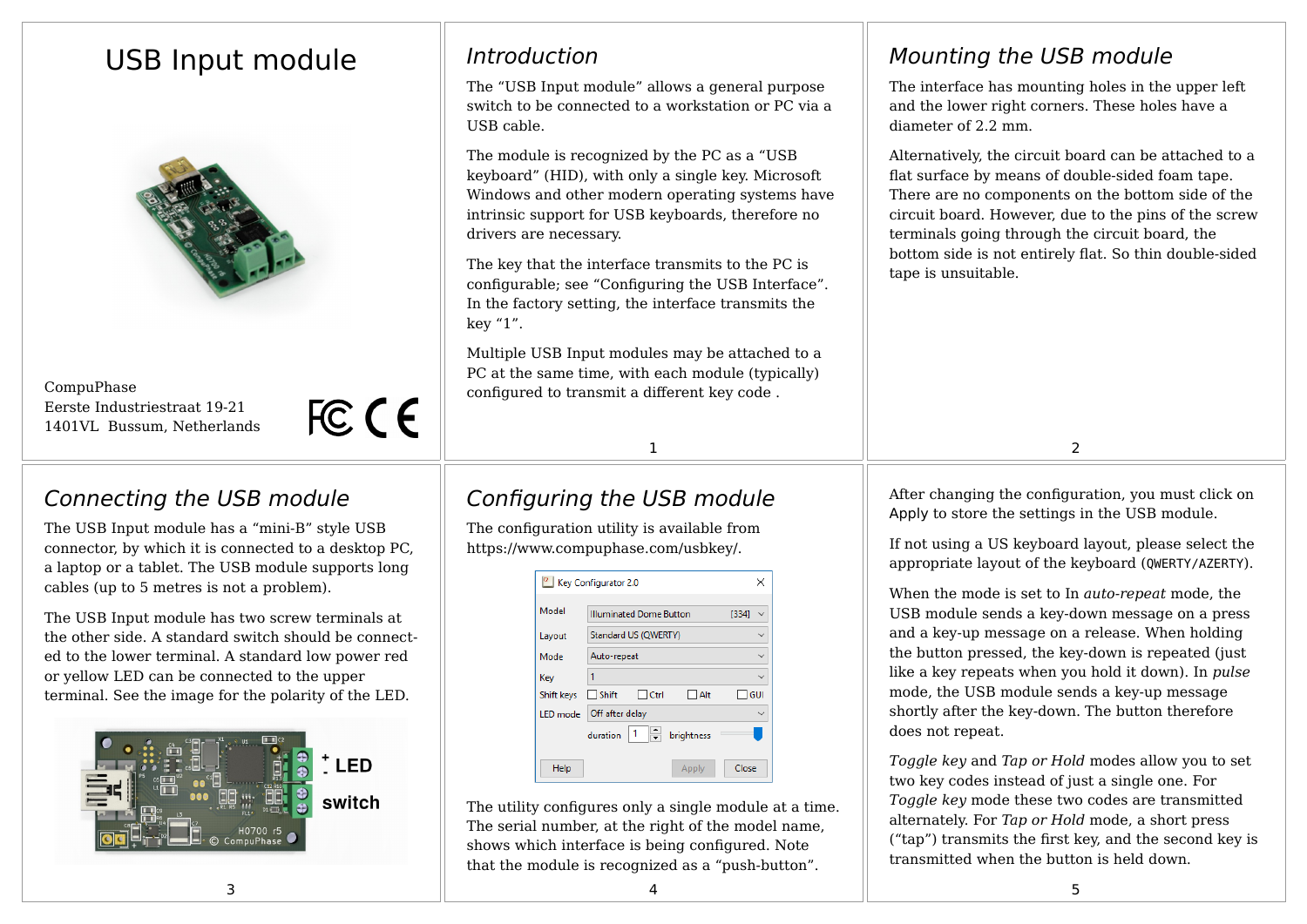# USB Input module

CompuPhase
Eerste Industriestraat 19-21
1401VL Bussum, Netherlands

## Introduction

The "USB Input module" allows a general purpose switch to be connected to a workstation or PC via a USB cable.

The module is recognized by the PC as a "USB keyboard" (HID), with only a single key. Microsoft Windows and other modern operating systems have intrinsic support for USB keyboards, therefore no drivers are necessary.

The key that the interface transmits to the PC is configurable; see "Configuring the USB Interface". In the factory setting, the interface transmits the key "1".

Multiple USB Input modules may be attached to a PC at the same time, with each module (typically) configured to transmit a different key code .

## Mounting the USB module

The interface has mounting holes in the upper left and the lower right corners. These holes have a diameter of 2.2 mm.

Alternatively, the circuit board can be attached to a flat surface by means of double-sided foam tape. There are no components on the bottom side of the circuit board. However, due to the pins of the screw terminals going through the circuit board, the bottom side is not entirely flat. So thin double-sided tape is unsuitable.

## Connecting the USB module

The USB Input module has a "mini-B" style USB connector, by which it is connected to a desktop PC, a laptop or a tablet. The USB module supports long cables (up to 5 metres is not a problem).

The USB Input module has two screw terminals at the other side. A standard switch should be connected to the lower terminal. A standard low power red or yellow LED can be connected to the upper terminal. See the image for the polarity of the LED.

## Configuring the USB module

The configuration utility is available from https://www.compuphase.com/usbkey/.

The utility configures only a single module at a time. The serial number, at the right of the model name, shows which interface is being configured. Note that the module is recognized as a "push-button".

After changing the configuration, you must click on Apply to store the settings in the USB module.

If not using a US keyboard layout, please select the appropriate layout of the keyboard (QWERTY/AZERTY).

When the mode is set to In *auto-repeat* mode, the USB module sends a key-down message on a press and a key-up message on a release. When holding the button pressed, the key-down is repeated (just like a key repeats when you hold it down). In *pulse* mode, the USB module sends a key-up message shortly after the key-down. The button therefore does not repeat.

*Toggle key* and *Tap or Hold* modes allow you to set two key codes instead of just a single one. For *Toggle key* mode these two codes are transmitted alternately. For *Tap or Hold* mode, a short press ("tap") transmits the first key, and the second key is transmitted when the button is held down.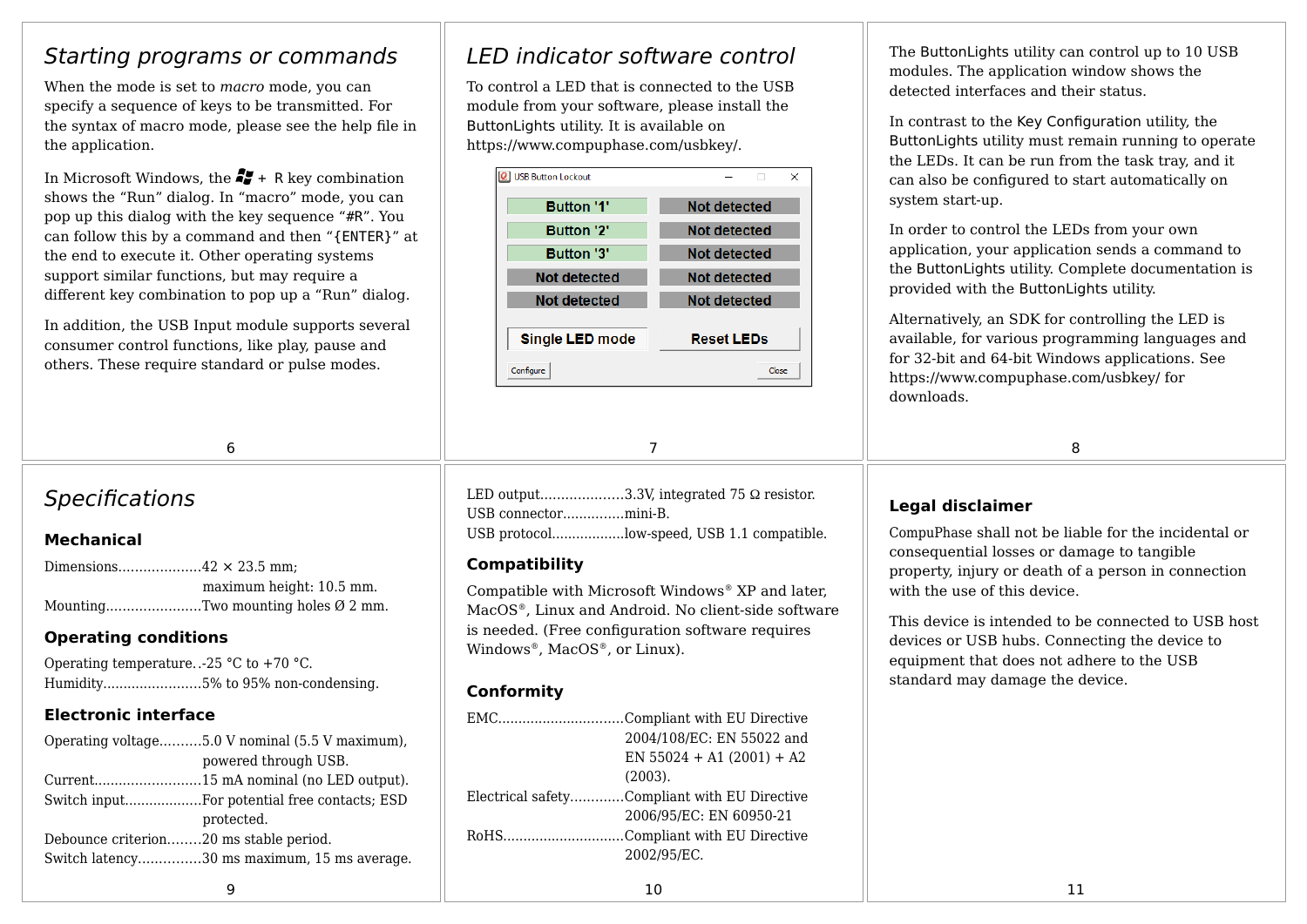## Starting programs or commands

When the mode is set to *macro* mode, you can specify a sequence of keys to be transmitted. For the syntax of macro mode, please see the help file in the application.

In Microsoft Windows, the ⊞ + R key combination shows the “Run” dialog. In “macro” mode, you can pop up this dialog with the key sequence “#R”. You can follow this by a command and then “{ENTER}” at the end to execute it. Other operating systems support similar functions, but may require a different key combination to pop up a “Run” dialog.

In addition, the USB Input module supports several consumer control functions, like play, pause and others. These require standard or pulse modes.

## LED indicator software control

To control a LED that is connected to the USB module from your software, please install the ButtonLights utility. It is available on https://www.compuphase.com/usbkey/.

USB Button Lockout

| | |
|---|---|
| Button '1' | Not detected |
| Button '2' | Not detected |
| Button '3' | Not detected |
| Not detected | Not detected |
| Not detected | Not detected |

Single LED mode

Reset LEDs

Configure

Close

The ButtonLights utility can control up to 10 USB modules. The application window shows the detected interfaces and their status.

In contrast to the Key Configuration utility, the ButtonLights utility must remain running to operate the LEDs. It can be run from the task tray, and it can also be configured to start automatically on system start-up.

In order to control the LEDs from your own application, your application sends a command to the ButtonLights utility. Complete documentation is provided with the ButtonLights utility.

Alternatively, an SDK for controlling the LED is available, for various programming languages and for 32-bit and 64-bit Windows applications. See https://www.compuphase.com/usbkey/ for downloads.

## Specifications

### Mechanical

Dimensions....................42 × 23.5 mm; maximum height: 10.5 mm.
Mounting.......................Two mounting holes Ø 2 mm.

### Operating conditions

Operating temperature..-25 °C to +70 °C.
Humidity........................5% to 95% non-condensing.

### Electronic interface

Operating voltage..........5.0 V nominal (5.5 V maximum), powered through USB.
Current..........................15 mA nominal (no LED output).
Switch input...................For potential free contacts; ESD protected.
Debounce criterion........20 ms stable period.
Switch latency...............30 ms maximum, 15 ms average.
LED output....................3.3V, integrated 75 Ω resistor.
USB connector..............mini-B.
USB protocol.................low-speed, USB 1.1 compatible.

### Compatibility

Compatible with Microsoft Windows® XP and later, MacOS®, Linux and Android. No client-side software is needed. (Free configuration software requires Windows®, MacOS®, or Linux).

### Conformity

EMC..............................Compliant with EU Directive 2004/108/EC: EN 55022 and EN 55024 + A1 (2001) + A2 (2003).
Electrical safety............Compliant with EU Directive 2006/95/EC: EN 60950-21
RoHS.............................Compliant with EU Directive 2002/95/EC.

### Legal disclaimer

CompuPhase shall not be liable for the incidental or consequential losses or damage to tangible property, injury or death of a person in connection with the use of this device.

This device is intended to be connected to USB host devices or USB hubs. Connecting the device to equipment that does not adhere to the USB standard may damage the device.